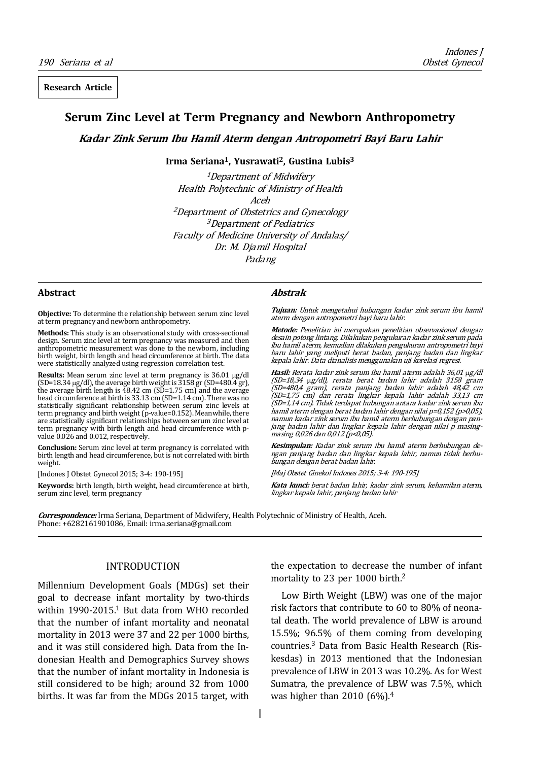**Research Article**

# Serum Zinc Level at Term Pregnancy and Newborn Anthropometry

## *Kadar Zink Serum Ibu Hamil Aterm dengan Antropometri Bayi Baru Lahir*

**Irma Seriana[1], Yusrawati[2], Gustina Lubis[3]**

*[1]Department of Midwifery*
*Health Polytechnic of Ministry of Health*
*Aceh*
*[2]Department of Obstetrics and Gynecology*
*[3]Department of Pediatrics*
*Faculty of Medicine University of Andalas/*
*Dr. M. Djamil Hospital*
*Padang*

### Abstract

**Objective:** To determine the relationship between serum zinc level at term pregnancy and newborn anthropometry.

**Methods:** This study is an observational study with cross-sectional design. Serum zinc level at term pregnancy was measured and then anthropometric measurement was done to the newborn, including birth weight, birth length and head circumference at birth. The data were statistically analyzed using regression correlation test.

**Results:** Mean serum zinc level at term pregnancy is 36.01 μg/dl (SD=18.34 μg/dl), the average birth weight is 3158 gr (SD=480.4 gr), the average birth length is 48.42 cm (SD=1.75 cm) and the average head circumference at birth is 33.13 cm (SD=1.14 cm). There was no statistically significant relationship between serum zinc levels at term pregnancy and birth weight (p-value=0.152). Meanwhile, there are statistically significant relationships between serum zinc level at term pregnancy with birth length and head circumference with p-value 0.026 and 0.012, respectively.

**Conclusion:** Serum zinc level at term pregnancy is correlated with birth length and head circumference, but is not correlated with birth weight.

[Indones J Obstet Gynecol 2015; 3-4: 190-195]

**Keywords:** birth length, birth weight, head circumference at birth, serum zinc level, term pregnancy

### *Abstrak*

***Tujuan:*** *Untuk mengetahui hubungan kadar zink serum ibu hamil aterm dengan antropometri bayi baru lahir.*

***Metode:*** *Penelitian ini merupakan penelitian observasional dengan desain potong lintang. Dilakukan pengukuran kadar zink serum pada ibu hamil aterm, kemudian dilakukan pengukuran antropometri bayi baru lahir yang meliputi berat badan, panjang badan dan lingkar kepala lahir. Data dianalisis menggunakan uji korelasi regresi.*

***Hasil:*** *Rerata kadar zink serum ibu hamil aterm adalah 36,01 μg/dl (SD=18,34 μg/dl), rerata berat badan lahir adalah 3158 gram (SD=480,4 gram), rerata panjang badan lahir adalah 48,42 cm (SD=1,75 cm) dan rerata lingkar kepala lahir adalah 33,13 cm (SD=1,14 cm). Tidak terdapat hubungan antara kadar zink serum ibu hamil aterm dengan berat badan lahir dengan nilai p=0,152 (p>0,05), namun kadar zink serum ibu hamil aterm berhubungan dengan panjang badan lahir dan lingkar kepala lahir dengan nilai p masing-masing 0,026 dan 0,012 (p<0,05).*

***Kesimpulan:*** *Kadar zink serum ibu hamil aterm berhubungan dengan panjang badan dan lingkar kepala lahir, namun tidak berhubungan dengan berat badan lahir.*

*[Maj Obstet Ginekol Indones 2015; 3-4: 190-195]*

***Kata kunci:*** *berat badan lahir, kadar zink serum, kehamilan aterm, lingkar kepala lahir, panjang badan lahir*

***Correspondence:*** Irma Seriana, Department of Midwifery, Health Polytechnic of Ministry of Health, Aceh. Phone: +6282161901086, Email: irma.seriana@gmail.com

## INTRODUCTION

Millennium Development Goals (MDGs) set their goal to decrease infant mortality by two-thirds within 1990-2015.[1] But data from WHO recorded that the number of infant mortality and neonatal mortality in 2013 were 37 and 22 per 1000 births, and it was still considered high. Data from the Indonesian Health and Demographics Survey shows that the number of infant mortality in Indonesia is still considered to be high; around 32 from 1000 births. It was far from the MDGs 2015 target, with the expectation to decrease the number of infant mortality to 23 per 1000 birth.[2]

Low Birth Weight (LBW) was one of the major risk factors that contribute to 60 to 80% of neonatal death. The world prevalence of LBW is around 15.5%; 96.5% of them coming from developing countries.[3] Data from Basic Health Research (Riskesdas) in 2013 mentioned that the Indonesian prevalence of LBW in 2013 was 10.2%. As for West Sumatra, the prevalence of LBW was 7.5%, which was higher than 2010 (6%).[4]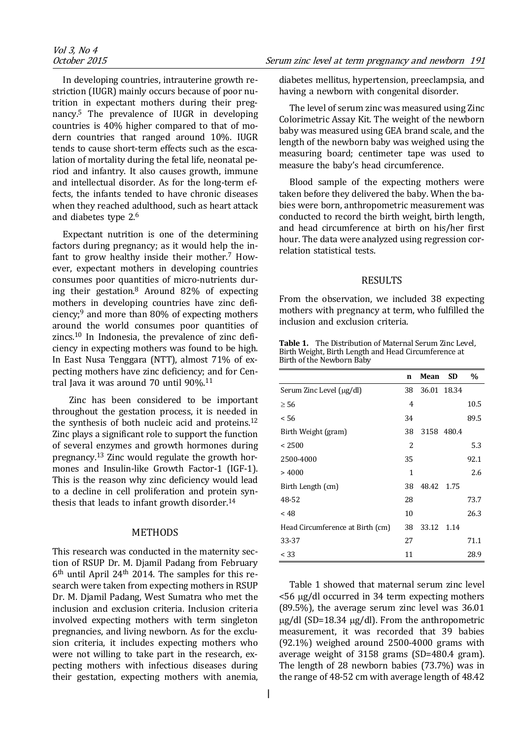In developing countries, intrauterine growth restriction (IUGR) mainly occurs because of poor nutrition in expectant mothers during their pregnancy.[5] The prevalence of IUGR in developing countries is 40% higher compared to that of modern countries that ranged around 10%. IUGR tends to cause short-term effects such as the escalation of mortality during the fetal life, neonatal period and infantry. It also causes growth, immune and intellectual disorder. As for the long-term effects, the infants tended to have chronic diseases when they reached adulthood, such as heart attack and diabetes type 2.[6]

Expectant nutrition is one of the determining factors during pregnancy; as it would help the infant to grow healthy inside their mother.[7] However, expectant mothers in developing countries consumes poor quantities of micro-nutrients during their gestation.[8] Around 82% of expecting mothers in developing countries have zinc deficiency;[9] and more than 80% of expecting mothers around the world consumes poor quantities of zincs.[10] In Indonesia, the prevalence of zinc deficiency in expecting mothers was found to be high. In East Nusa Tenggara (NTT), almost 71% of expecting mothers have zinc deficiency; and for Central Java it was around 70 until 90%.[11]

Zinc has been considered to be important throughout the gestation process, it is needed in the synthesis of both nucleic acid and proteins.[12] Zinc plays a significant role to support the function of several enzymes and growth hormones during pregnancy.[13] Zinc would regulate the growth hormones and Insulin-like Growth Factor-1 (IGF-1). This is the reason why zinc deficiency would lead to a decline in cell proliferation and protein synthesis that leads to infant growth disorder.[14]

## METHODS

This research was conducted in the maternity section of RSUP Dr. M. Djamil Padang from February 6th until April 24th 2014. The samples for this research were taken from expecting mothers in RSUP Dr. M. Djamil Padang, West Sumatra who met the inclusion and exclusion criteria. Inclusion criteria involved expecting mothers with term singleton pregnancies, and living newborn. As for the exclusion criteria, it includes expecting mothers who were not willing to take part in the research, expecting mothers with infectious diseases during their gestation, expecting mothers with anemia, diabetes mellitus, hypertension, preeclampsia, and having a newborn with congenital disorder.

The level of serum zinc was measured using Zinc Colorimetric Assay Kit. The weight of the newborn baby was measured using GEA brand scale, and the length of the newborn baby was weighed using the measuring board; centimeter tape was used to measure the baby's head circumference.

Blood sample of the expecting mothers were taken before they delivered the baby. When the babies were born, anthropometric measurement was conducted to record the birth weight, birth length, and head circumference at birth on his/her first hour. The data were analyzed using regression correlation statistical tests.

## RESULTS

From the observation, we included 38 expecting mothers with pregnancy at term, who fulfilled the inclusion and exclusion criteria.

**Table 1.** The Distribution of Maternal Serum Zinc Level, Birth Weight, Birth Length and Head Circumference at Birth of the Newborn Baby

| | n | Mean | SD | % |
|---|---|---|---|---|
| Serum Zinc Level (μg/dl) | 38 | 36.01 | 18.34 | |
| ≥ 56 | 4 | | | 10.5 |
| < 56 | 34 | | | 89.5 |
| Birth Weight (gram) | 38 | 3158 | 480.4 | |
| < 2500 | 2 | | | 5.3 |
| 2500-4000 | 35 | | | 92.1 |
| > 4000 | 1 | | | 2.6 |
| Birth Length (cm) | 38 | 48.42 | 1.75 | |
| 48-52 | 28 | | | 73.7 |
| < 48 | 10 | | | 26.3 |
| Head Circumference at Birth (cm) | 38 | 33.12 | 1.14 | |
| 33-37 | 27 | | | 71.1 |
| < 33 | 11 | | | 28.9 |

Table 1 showed that maternal serum zinc level <56 μg/dl occurred in 34 term expecting mothers (89.5%), the average serum zinc level was 36.01 μg/dl (SD=18.34 μg/dl). From the anthropometric measurement, it was recorded that 39 babies (92.1%) weighed around 2500-4000 grams with average weight of 3158 grams (SD=480.4 gram). The length of 28 newborn babies (73.7%) was in the range of 48-52 cm with average length of 48.42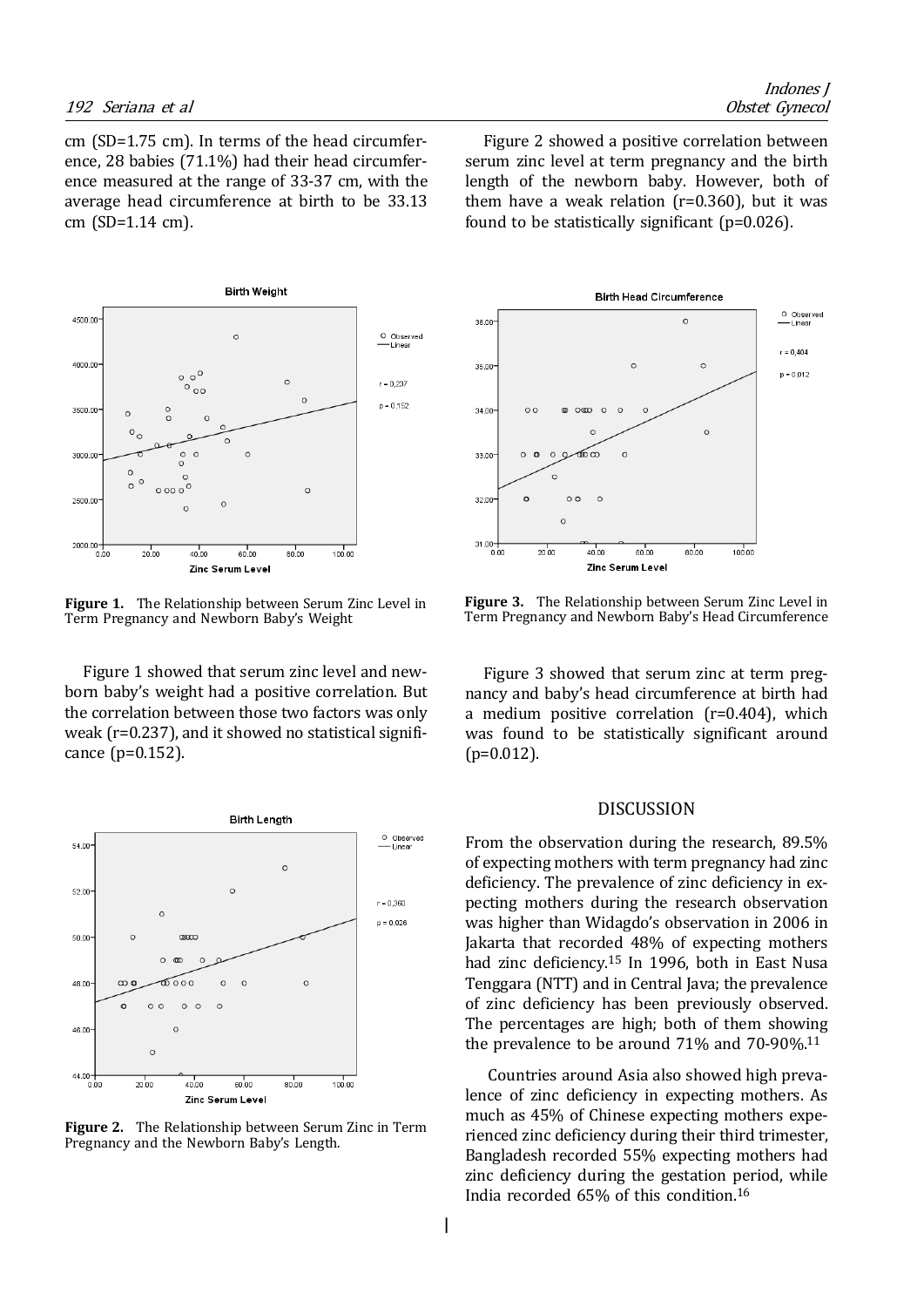cm (SD=1.75 cm). In terms of the head circumference, 28 babies (71.1%) had their head circumference measured at the range of 33-37 cm, with the average head circumference at birth to be 33.13 cm (SD=1.14 cm).

**Figure 1.** The Relationship between Serum Zinc Level in Term Pregnancy and Newborn Baby's Weight

Figure 1 showed that serum zinc level and newborn baby's weight had a positive correlation. But the correlation between those two factors was only weak (r=0.237), and it showed no statistical significance (p=0.152).

**Figure 2.** The Relationship between Serum Zinc in Term Pregnancy and the Newborn Baby's Length.

Figure 2 showed a positive correlation between serum zinc level at term pregnancy and the birth length of the newborn baby. However, both of them have a weak relation (r=0.360), but it was found to be statistically significant (p=0.026).

**Figure 3.** The Relationship between Serum Zinc Level in Term Pregnancy and Newborn Baby's Head Circumference

Figure 3 showed that serum zinc at term pregnancy and baby's head circumference at birth had a medium positive correlation (r=0.404), which was found to be statistically significant around (p=0.012).

## DISCUSSION

From the observation during the research, 89.5% of expecting mothers with term pregnancy had zinc deficiency. The prevalence of zinc deficiency in expecting mothers during the research observation was higher than Widagdo's observation in 2006 in Jakarta that recorded 48% of expecting mothers had zinc deficiency.[15] In 1996, both in East Nusa Tenggara (NTT) and in Central Java; the prevalence of zinc deficiency has been previously observed. The percentages are high; both of them showing the prevalence to be around 71% and 70-90%.[11]

Countries around Asia also showed high prevalence of zinc deficiency in expecting mothers. As much as 45% of Chinese expecting mothers experienced zinc deficiency during their third trimester, Bangladesh recorded 55% expecting mothers had zinc deficiency during the gestation period, while India recorded 65% of this condition.[16]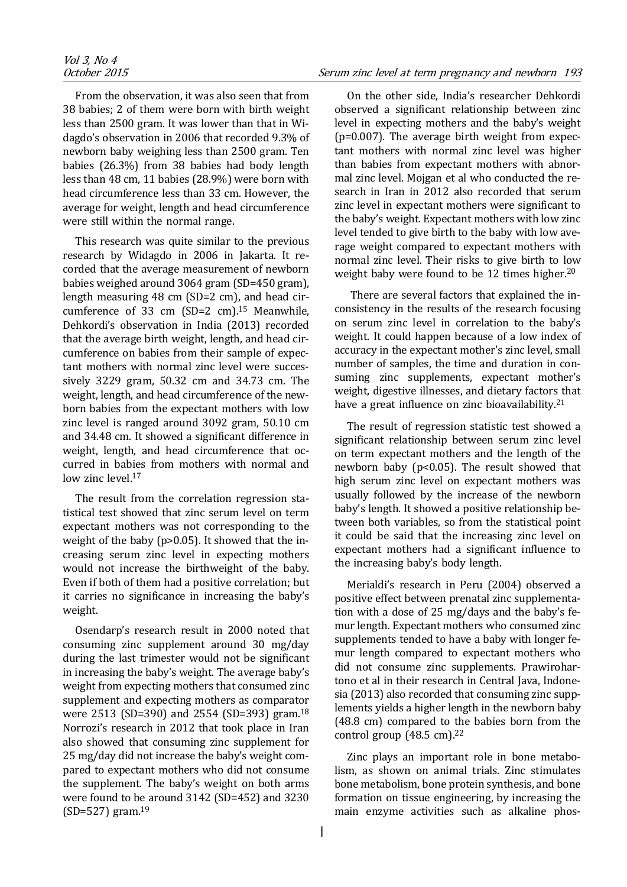From the observation, it was also seen that from 38 babies; 2 of them were born with birth weight less than 2500 gram. It was lower than that in Widagdo's observation in 2006 that recorded 9.3% of newborn baby weighing less than 2500 gram. Ten babies (26.3%) from 38 babies had body length less than 48 cm, 11 babies (28.9%) were born with head circumference less than 33 cm. However, the average for weight, length and head circumference were still within the normal range.

This research was quite similar to the previous research by Widagdo in 2006 in Jakarta. It recorded that the average measurement of newborn babies weighed around 3064 gram (SD=450 gram), length measuring 48 cm (SD=2 cm), and head circumference of 33 cm (SD=2 cm).[15] Meanwhile, Dehkordi's observation in India (2013) recorded that the average birth weight, length, and head circumference on babies from their sample of expectant mothers with normal zinc level were successively 3229 gram, 50.32 cm and 34.73 cm. The weight, length, and head circumference of the newborn babies from the expectant mothers with low zinc level is ranged around 3092 gram, 50.10 cm and 34.48 cm. It showed a significant difference in weight, length, and head circumference that occurred in babies from mothers with normal and low zinc level.[17]

The result from the correlation regression statistical test showed that zinc serum level on term expectant mothers was not corresponding to the weight of the baby ($p>0.05$). It showed that the increasing serum zinc level in expecting mothers would not increase the birthweight of the baby. Even if both of them had a positive correlation; but it carries no significance in increasing the baby's weight.

Osendarp's research result in 2000 noted that consuming zinc supplement around 30 mg/day during the last trimester would not be significant in increasing the baby's weight. The average baby's weight from expecting mothers that consumed zinc supplement and expecting mothers as comparator were 2513 (SD=390) and 2554 (SD=393) gram.[18] Norrozi's research in 2012 that took place in Iran also showed that consuming zinc supplement for 25 mg/day did not increase the baby's weight compared to expectant mothers who did not consume the supplement. The baby's weight on both arms were found to be around 3142 (SD=452) and 3230 (SD=527) gram.[19]

On the other side, India's researcher Dehkordi observed a significant relationship between zinc level in expecting mothers and the baby's weight ($p=0.007$). The average birth weight from expectant mothers with normal zinc level was higher than babies from expectant mothers with abnormal zinc level. Mojgan et al who conducted the research in Iran in 2012 also recorded that serum zinc level in expectant mothers were significant to the baby's weight. Expectant mothers with low zinc level tended to give birth to the baby with low average weight compared to expectant mothers with normal zinc level. Their risks to give birth to low weight baby were found to be 12 times higher.[20]

There are several factors that explained the inconsistency in the results of the research focusing on serum zinc level in correlation to the baby's weight. It could happen because of a low index of accuracy in the expectant mother's zinc level, small number of samples, the time and duration in consuming zinc supplements, expectant mother's weight, digestive illnesses, and dietary factors that have a great influence on zinc bioavailability.[21]

The result of regression statistic test showed a significant relationship between serum zinc level on term expectant mothers and the length of the newborn baby ($p<0.05$). The result showed that high serum zinc level on expectant mothers was usually followed by the increase of the newborn baby's length. It showed a positive relationship between both variables, so from the statistical point it could be said that the increasing zinc level on expectant mothers had a significant influence to the increasing baby's body length.

Merialdi's research in Peru (2004) observed a positive effect between prenatal zinc supplementation with a dose of 25 mg/days and the baby's femur length. Expectant mothers who consumed zinc supplements tended to have a baby with longer femur length compared to expectant mothers who did not consume zinc supplements. Prawirohartono et al in their research in Central Java, Indonesia (2013) also recorded that consuming zinc supplements yields a higher length in the newborn baby (48.8 cm) compared to the babies born from the control group (48.5 cm).[22]

Zinc plays an important role in bone metabolism, as shown on animal trials. Zinc stimulates bone metabolism, bone protein synthesis, and bone formation on tissue engineering, by increasing the main enzyme activities such as alkaline phos-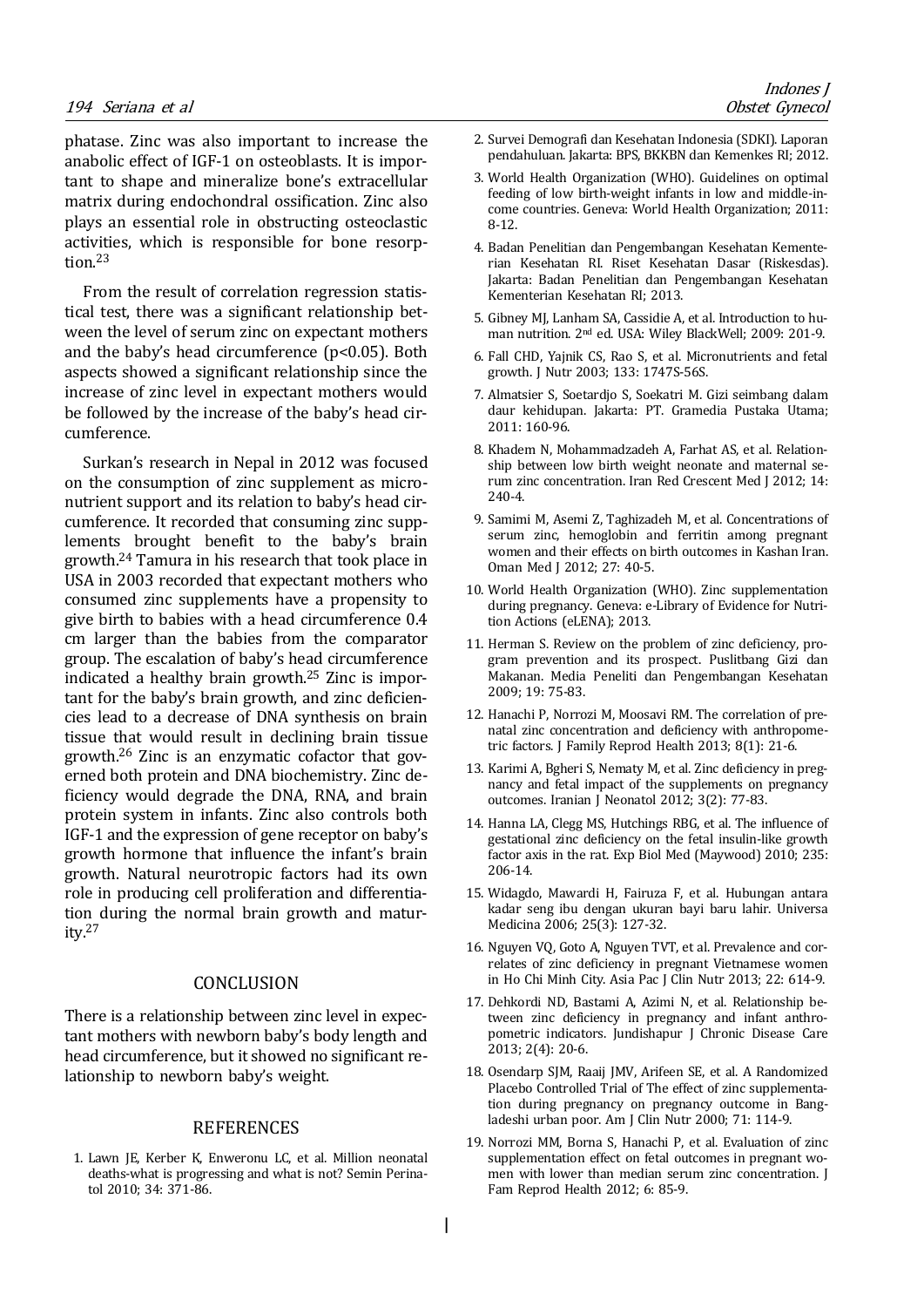phatase. Zinc was also important to increase the anabolic effect of IGF-1 on osteoblasts. It is important to shape and mineralize bone's extracellular matrix during endochondral ossification. Zinc also plays an essential role in obstructing osteoclastic activities, which is responsible for bone resorption.[23]

From the result of correlation regression statistical test, there was a significant relationship between the level of serum zinc on expectant mothers and the baby's head circumference ($p<0.05$). Both aspects showed a significant relationship since the increase of zinc level in expectant mothers would be followed by the increase of the baby's head circumference.

Surkan's research in Nepal in 2012 was focused on the consumption of zinc supplement as micronutrient support and its relation to baby's head circumference. It recorded that consuming zinc supplements brought benefit to the baby's brain growth.[24] Tamura in his research that took place in USA in 2003 recorded that expectant mothers who consumed zinc supplements have a propensity to give birth to babies with a head circumference 0.4 cm larger than the babies from the comparator group. The escalation of baby's head circumference indicated a healthy brain growth.[25] Zinc is important for the baby's brain growth, and zinc deficiencies lead to a decrease of DNA synthesis on brain tissue that would result in declining brain tissue growth.[26] Zinc is an enzymatic cofactor that governed both protein and DNA biochemistry. Zinc deficiency would degrade the DNA, RNA, and brain protein system in infants. Zinc also controls both IGF-1 and the expression of gene receptor on baby's growth hormone that influence the infant's brain growth. Natural neurotropic factors had its own role in producing cell proliferation and differentiation during the normal brain growth and maturity.[27]

## CONCLUSION

There is a relationship between zinc level in expectant mothers with newborn baby's body length and head circumference, but it showed no significant relationship to newborn baby's weight.

## REFERENCES

1. Lawn JE, Kerber K, Enweronu LC, et al. Million neonatal deaths-what is progressing and what is not? Semin Perinatol 2010; 34: 371-86.
2. Survei Demografi dan Kesehatan Indonesia (SDKI). Laporan pendahuluan. Jakarta: BPS, BKKBN dan Kemenkes RI; 2012.
3. World Health Organization (WHO). Guidelines on optimal feeding of low birth-weight infants in low and middle-income countries. Geneva: World Health Organization; 2011: 8-12.
4. Badan Penelitian dan Pengembangan Kesehatan Kementerian Kesehatan RI. Riset Kesehatan Dasar (Riskesdas). Jakarta: Badan Penelitian dan Pengembangan Kesehatan Kementerian Kesehatan RI; 2013.
5. Gibney MJ, Lanham SA, Cassidie A, et al. Introduction to human nutrition. 2nd ed. USA: Wiley BlackWell; 2009: 201-9.
6. Fall CHD, Yajnik CS, Rao S, et al. Micronutrients and fetal growth. J Nutr 2003; 133: 1747S-56S.
7. Almatsier S, Soetardjo S, Soekatri M. Gizi seimbang dalam daur kehidupan. Jakarta: PT. Gramedia Pustaka Utama; 2011: 160-96.
8. Khadem N, Mohammadzadeh A, Farhat AS, et al. Relationship between low birth weight neonate and maternal serum zinc concentration. Iran Red Crescent Med J 2012; 14: 240-4.
9. Samimi M, Asemi Z, Taghizadeh M, et al. Concentrations of serum zinc, hemoglobin and ferritin among pregnant women and their effects on birth outcomes in Kashan Iran. Oman Med J 2012; 27: 40-5.
10. World Health Organization (WHO). Zinc supplementation during pregnancy. Geneva: e-Library of Evidence for Nutrition Actions (eLENA); 2013.
11. Herman S. Review on the problem of zinc deficiency, program prevention and its prospect. Puslitbang Gizi dan Makanan. Media Peneliti dan Pengembangan Kesehatan 2009; 19: 75-83.
12. Hanachi P, Norrozi M, Moosavi RM. The correlation of prenatal zinc concentration and deficiency with anthropometric factors. J Family Reprod Health 2013; 8(1): 21-6.
13. Karimi A, Bgheri S, Nematy M, et al. Zinc deficiency in pregnancy and fetal impact of the supplements on pregnancy outcomes. Iranian J Neonatol 2012; 3(2): 77-83.
14. Hanna LA, Clegg MS, Hutchings RBG, et al. The influence of gestational zinc deficiency on the fetal insulin-like growth factor axis in the rat. Exp Biol Med (Maywood) 2010; 235: 206-14.
15. Widagdo, Mawardi H, Fairuza F, et al. Hubungan antara kadar seng ibu dengan ukuran bayi baru lahir. Universa Medicina 2006; 25(3): 127-32.
16. Nguyen VQ, Goto A, Nguyen TVT, et al. Prevalence and correlates of zinc deficiency in pregnant Vietnamese women in Ho Chi Minh City. Asia Pac J Clin Nutr 2013; 22: 614-9.
17. Dehkordi ND, Bastami A, Azimi N, et al. Relationship between zinc deficiency in pregnancy and infant anthropometric indicators. Jundishapur J Chronic Disease Care 2013; 2(4): 20-6.
18. Osendarp SJM, Raaij JMV, Arifeen SE, et al. A Randomized Placebo Controlled Trial of The effect of zinc supplementation during pregnancy on pregnancy outcome in Bangladeshi urban poor. Am J Clin Nutr 2000; 71: 114-9.
19. Norrozi MM, Borna S, Hanachi P, et al. Evaluation of zinc supplementation effect on fetal outcomes in pregnant women with lower than median serum zinc concentration. J Fam Reprod Health 2012; 6: 85-9.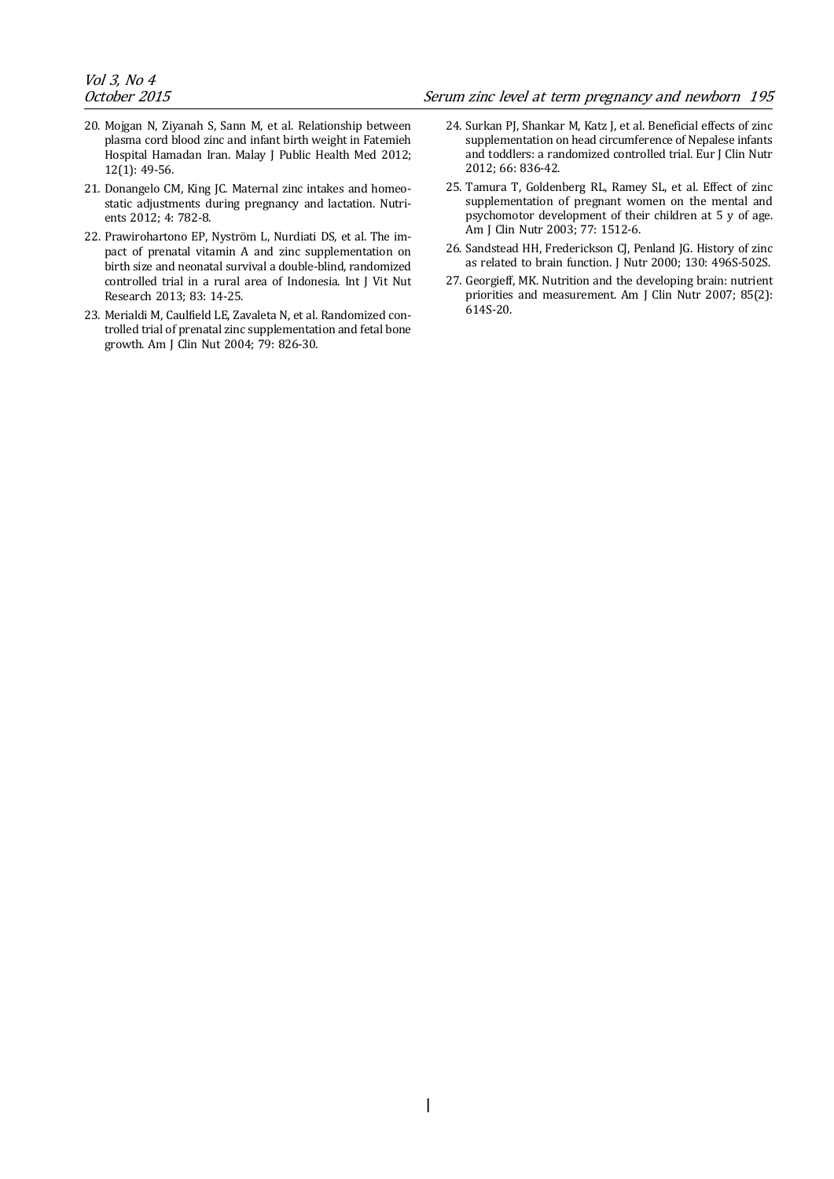20. Mojgan N, Ziyanah S, Sann M, et al. Relationship between plasma cord blood zinc and infant birth weight in Fatemieh Hospital Hamadan Iran. Malay J Public Health Med 2012; 12(1): 49-56.
21. Donangelo CM, King JC. Maternal zinc intakes and homeostatic adjustments during pregnancy and lactation. Nutrients 2012; 4: 782-8.
22. Prawirohartono EP, Nyström L, Nurdiati DS, et al. The impact of prenatal vitamin A and zinc supplementation on birth size and neonatal survival a double-blind, randomized controlled trial in a rural area of Indonesia. Int J Vit Nut Research 2013; 83: 14-25.
23. Merialdi M, Caulfield LE, Zavaleta N, et al. Randomized controlled trial of prenatal zinc supplementation and fetal bone growth. Am J Clin Nut 2004; 79: 826-30.
24. Surkan PJ, Shankar M, Katz J, et al. Beneficial effects of zinc supplementation on head circumference of Nepalese infants and toddlers: a randomized controlled trial. Eur J Clin Nutr 2012; 66: 836-42.
25. Tamura T, Goldenberg RL, Ramey SL, et al. Effect of zinc supplementation of pregnant women on the mental and psychomotor development of their children at 5 y of age. Am J Clin Nutr 2003; 77: 1512-6.
26. Sandstead HH, Frederickson CJ, Penland JG. History of zinc as related to brain function. J Nutr 2000; 130: 496S-502S.
27. Georgieff, MK. Nutrition and the developing brain: nutrient priorities and measurement. Am J Clin Nutr 2007; 85(2): 614S-20.